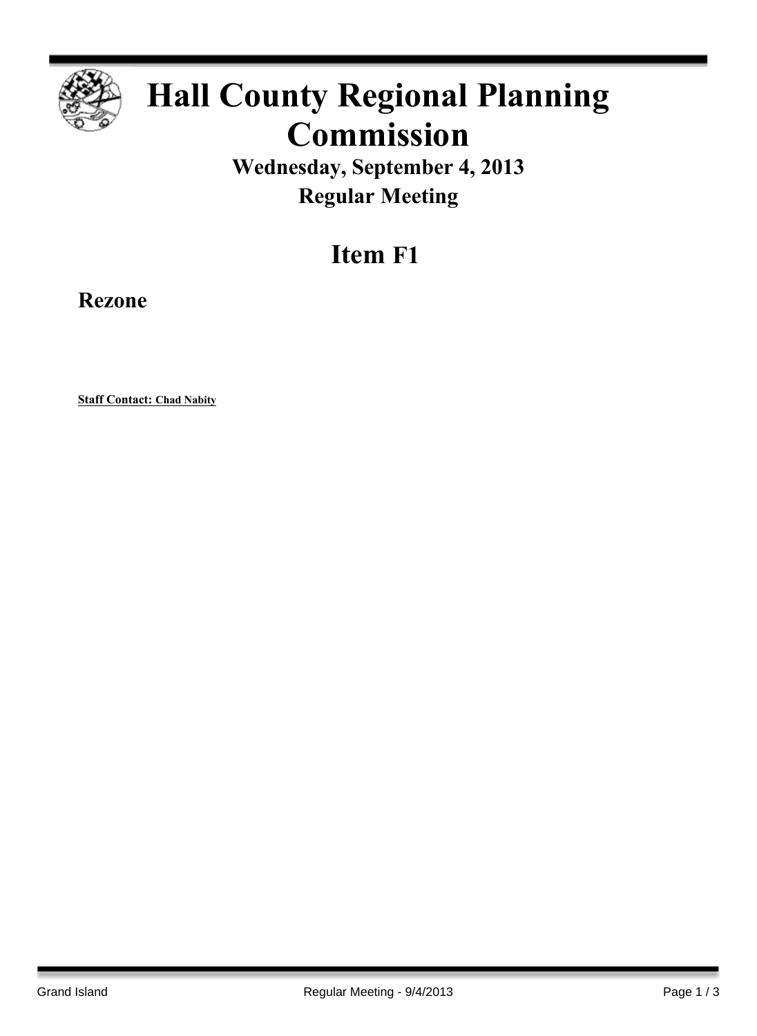# Hall County Regional Planning Commission

## Wednesday, September 4, 2013
## Regular Meeting

# Item F1

### Rezone

**Staff Contact: Chad Nabity**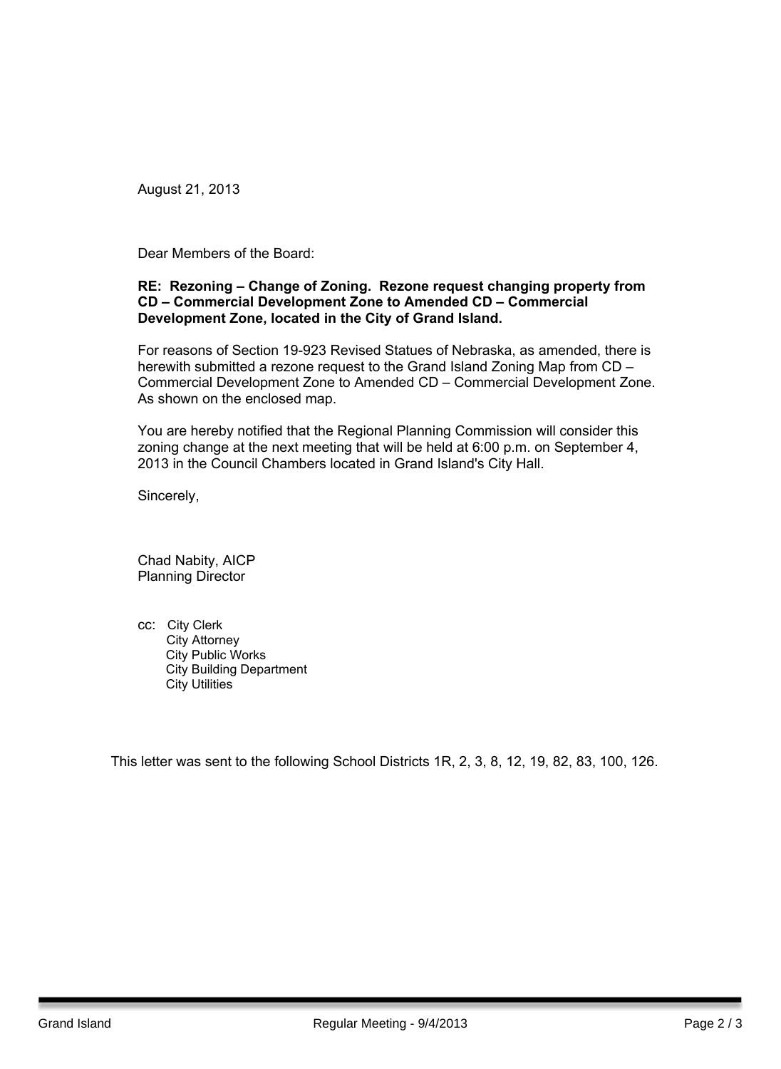August 21, 2013

Dear Members of the Board:

**RE: Rezoning – Change of Zoning. Rezone request changing property from CD – Commercial Development Zone to Amended CD – Commercial Development Zone, located in the City of Grand Island.**

For reasons of Section 19-923 Revised Statues of Nebraska, as amended, there is herewith submitted a rezone request to the Grand Island Zoning Map from CD – Commercial Development Zone to Amended CD – Commercial Development Zone. As shown on the enclosed map.

You are hereby notified that the Regional Planning Commission will consider this zoning change at the next meeting that will be held at 6:00 p.m. on September 4, 2013 in the Council Chambers located in Grand Island's City Hall.

Sincerely,

Chad Nabity, AICP
Planning Director

cc: City Clerk
City Attorney
City Public Works
City Building Department
City Utilities

This letter was sent to the following School Districts 1R, 2, 3, 8, 12, 19, 82, 83, 100, 126.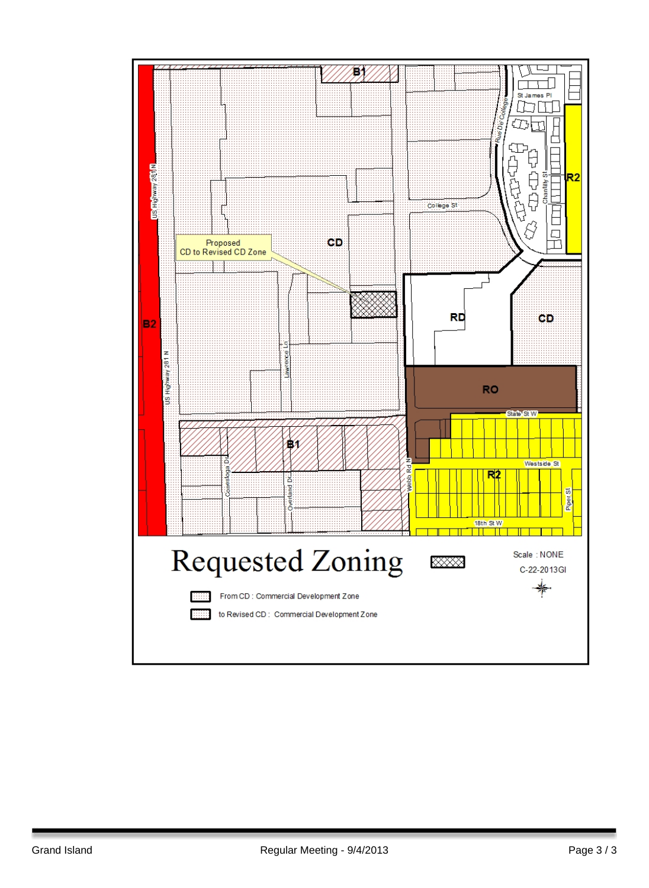B1

St James Pl

Rue De College

R2

Chantilly St

College St

US Highway 281 N

Proposed
CD to Revised CD Zone

CD

B2

RD

CD

Lawrence Ln

US Highway 281 N

RO

State St W

B1

Westside St

Conestoga Dr

Overland Dr

Webb Rd N

R2

Piper St

18th St W

# Requested Zoning

Scale : NONE

C-22-2013GI

From CD : Commercial Development Zone

to Revised CD : Commercial Development Zone